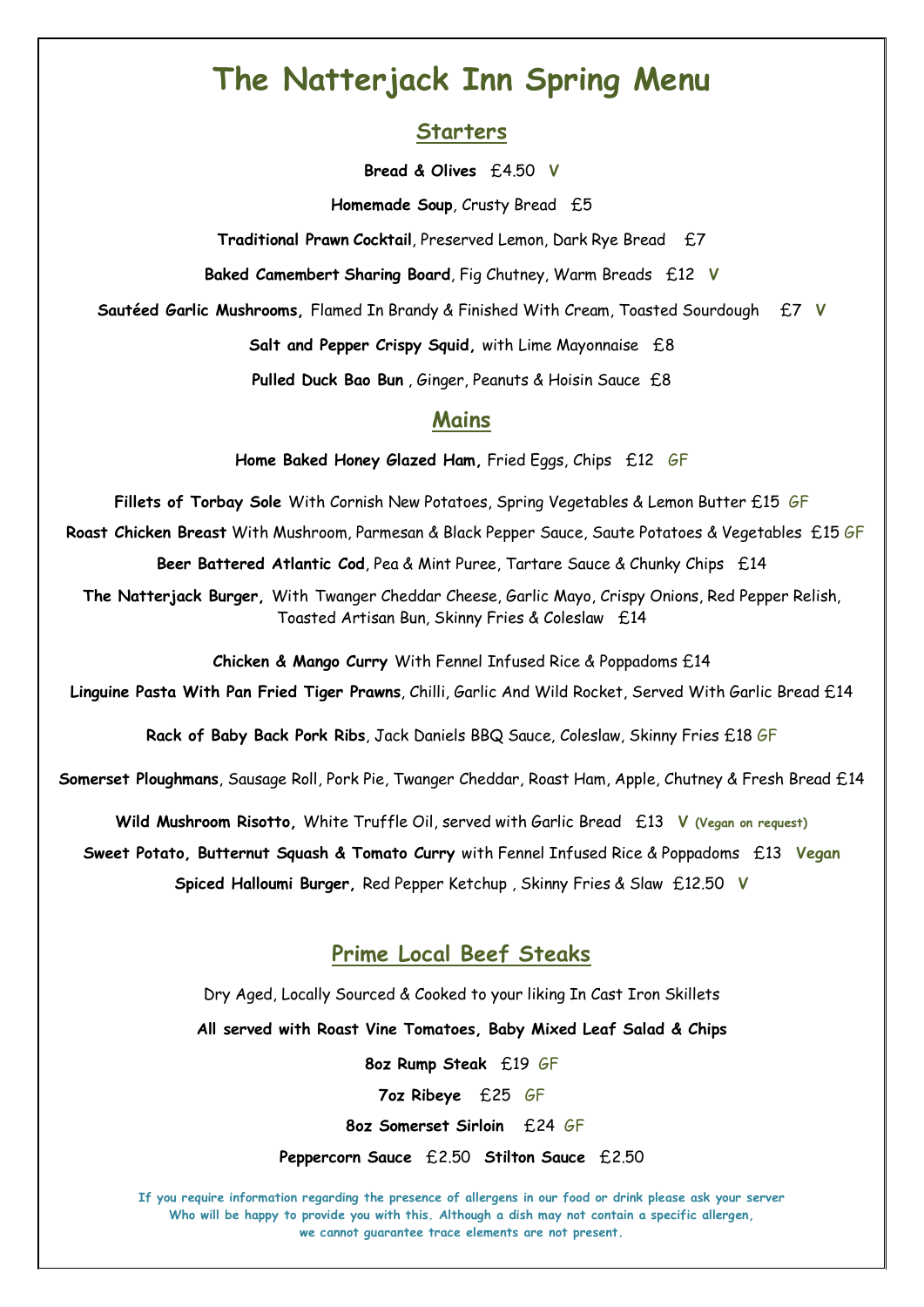# The Natterjack Inn Spring Menu

## Starters

**Bread & Olives** £4.50 V

**Homemade Soup**, Crusty Bread £5

**Traditional Prawn Cocktail**, Preserved Lemon, Dark Rye Bread £7

**Baked Camembert Sharing Board**, Fig Chutney, Warm Breads £12 V

**Sautéed Garlic Mushrooms,** Flamed In Brandy & Finished With Cream, Toasted Sourdough £7 V

**Salt and Pepper Crispy Squid,** with Lime Mayonnaise £8

**Pulled Duck Bao Bun** , Ginger, Peanuts & Hoisin Sauce £8

## Mains

**Home Baked Honey Glazed Ham,** Fried Eggs, Chips £12 GF

**Fillets of Torbay Sole** With Cornish New Potatoes, Spring Vegetables & Lemon Butter £15 GF

**Roast Chicken Breast** With Mushroom, Parmesan & Black Pepper Sauce, Saute Potatoes & Vegetables £15 GF

**Beer Battered Atlantic Cod**, Pea & Mint Puree, Tartare Sauce & Chunky Chips £14

**The Natterjack Burger,** With Twanger Cheddar Cheese, Garlic Mayo, Crispy Onions, Red Pepper Relish, Toasted Artisan Bun, Skinny Fries & Coleslaw £14

**Chicken & Mango Curry** With Fennel Infused Rice & Poppadoms £14

**Linguine Pasta With Pan Fried Tiger Prawns**, Chilli, Garlic And Wild Rocket, Served With Garlic Bread £14

**Rack of Baby Back Pork Ribs**, Jack Daniels BBQ Sauce, Coleslaw, Skinny Fries £18 GF

**Somerset Ploughmans**, Sausage Roll, Pork Pie, Twanger Cheddar, Roast Ham, Apple, Chutney & Fresh Bread £14

**Wild Mushroom Risotto,** White Truffle Oil, served with Garlic Bread £13 V (Vegan on request)

**Sweet Potato, Butternut Squash & Tomato Curry** with Fennel Infused Rice & Poppadoms £13 Vegan

**Spiced Halloumi Burger,** Red Pepper Ketchup , Skinny Fries & Slaw £12.50 V

## Prime Local Beef Steaks

Dry Aged, Locally Sourced & Cooked to your liking In Cast Iron Skillets

**All served with Roast Vine Tomatoes, Baby Mixed Leaf Salad & Chips**

**8oz Rump Steak** £19 GF

**7oz Ribeye** £25 GF

**8oz Somerset Sirloin** £24 GF

**Peppercorn Sauce** £2.50 **Stilton Sauce** £2.50

If you require information regarding the presence of allergens in our food or drink please ask your server Who will be happy to provide you with this. Although a dish may not contain a specific allergen, we cannot guarantee trace elements are not present.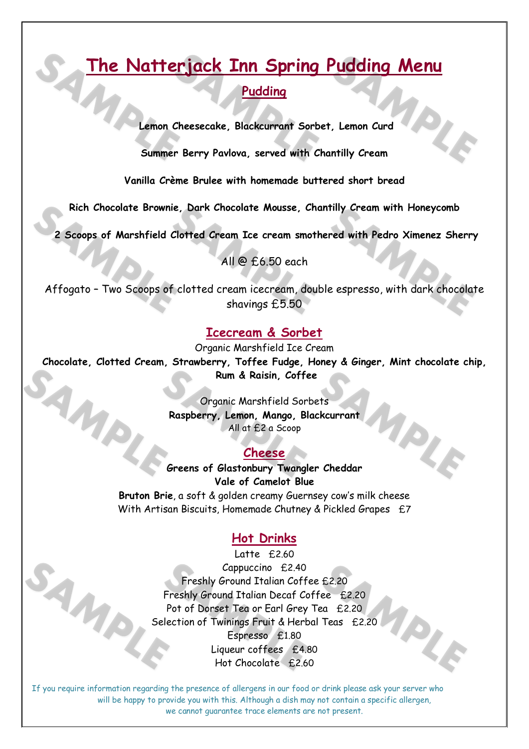# The Natterjack Inn Spring Pudding Menu

## Pudding

**Lemon Cheesecake, Blackcurrant Sorbet, Lemon Curd**

**Summer Berry Pavlova, served with Chantilly Cream**

**Vanilla Crème Brulee with homemade buttered short bread**

**Rich Chocolate Brownie, Dark Chocolate Mousse, Chantilly Cream with Honeycomb**

**2 Scoops of Marshfield Clotted Cream Ice cream smothered with Pedro Ximenez Sherry**

All @ £6.50 each

Affogato – Two Scoops of clotted cream icecream, double espresso, with dark chocolate shavings £5.50

## Icecream & Sorbet

Organic Marshfield Ice Cream

**Chocolate, Clotted Cream, Strawberry, Toffee Fudge, Honey & Ginger, Mint chocolate chip, Rum & Raisin, Coffee**

Organic Marshfield Sorbets

**Raspberry, Lemon, Mango, Blackcurrant**

All at £2 a Scoop

## Cheese

**Greens of Glastonbury Twangler Cheddar**

**Vale of Camelot Blue**

**Bruton Brie**, a soft & golden creamy Guernsey cow's milk cheese

With Artisan Biscuits, Homemade Chutney & Pickled Grapes £7

## Hot Drinks

Latte £2.60

Cappuccino £2.40

Freshly Ground Italian Coffee £2.20

Freshly Ground Italian Decaf Coffee £2.20

Pot of Dorset Tea or Earl Grey Tea £2.20

Selection of Twinings Fruit & Herbal Teas £2.20

Espresso £1.80

Liqueur coffees £4.80

Hot Chocolate £2.60

If you require information regarding the presence of allergens in our food or drink please ask your server who will be happy to provide you with this. Although a dish may not contain a specific allergen, we cannot guarantee trace elements are not present.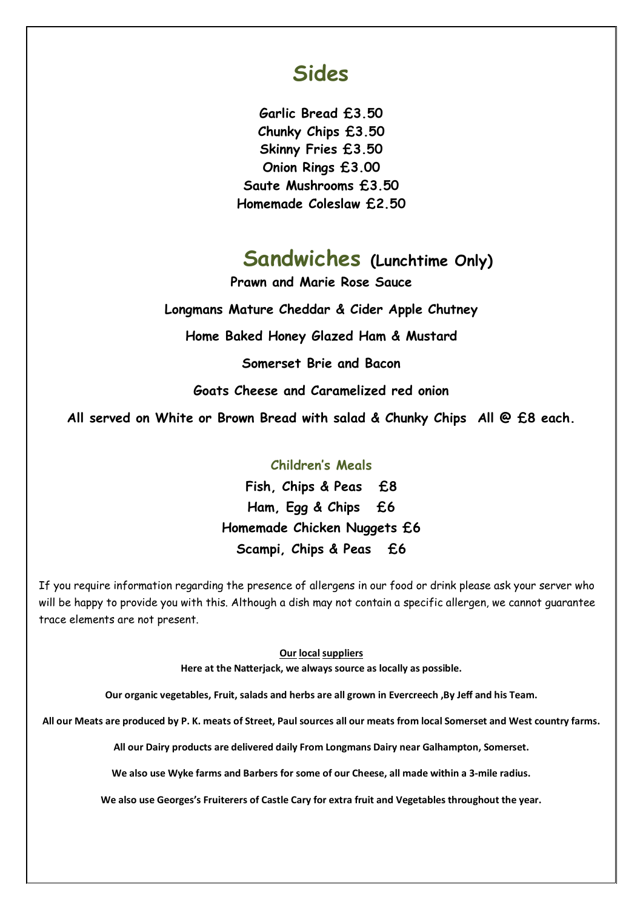# Sides

**Garlic Bread £3.50**
**Chunky Chips £3.50**
**Skinny Fries £3.50**
**Onion Rings £3.00**
**Saute Mushrooms £3.50**
**Homemade Coleslaw £2.50**

# Sandwiches (Lunchtime Only)

**Prawn and Marie Rose Sauce**

**Longmans Mature Cheddar & Cider Apple Chutney**

**Home Baked Honey Glazed Ham & Mustard**

**Somerset Brie and Bacon**

**Goats Cheese and Caramelized red onion**

**All served on White or Brown Bread with salad & Chunky Chips All @ £8 each.**

### Children's Meals

**Fish, Chips & Peas £8**
**Ham, Egg & Chips £6**
**Homemade Chicken Nuggets £6**
**Scampi, Chips & Peas £6**

If you require information regarding the presence of allergens in our food or drink please ask your server who will be happy to provide you with this. Although a dish may not contain a specific allergen, we cannot guarantee trace elements are not present.

**Our local suppliers**

**Here at the Natterjack, we always source as locally as possible.**

**Our organic vegetables, Fruit, salads and herbs are all grown in Evercreech ,By Jeff and his Team.**

**All our Meats are produced by P. K. meats of Street, Paul sources all our meats from local Somerset and West country farms.**

**All our Dairy products are delivered daily From Longmans Dairy near Galhampton, Somerset.**

**We also use Wyke farms and Barbers for some of our Cheese, all made within a 3-mile radius.**

**We also use Georges's Fruiterers of Castle Cary for extra fruit and Vegetables throughout the year.**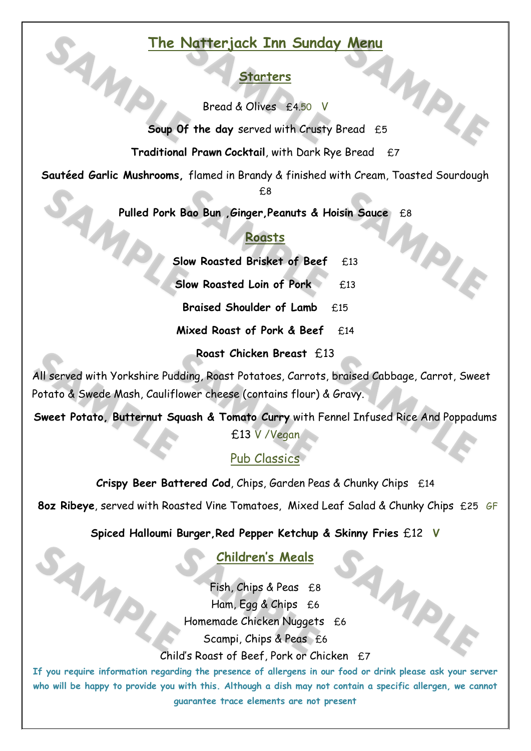# The Natterjack Inn Sunday Menu

## Starters

Bread & Olives £4.50 V

**Soup Of the day** served with Crusty Bread £5

**Traditional Prawn Cocktail**, with Dark Rye Bread £7

**Sautéed Garlic Mushrooms,** flamed in Brandy & finished with Cream, Toasted Sourdough £8

**Pulled Pork Bao Bun ,Ginger,Peanuts & Hoisin Sauce** £8

## Roasts

**Slow Roasted Brisket of Beef** £13

**Slow Roasted Loin of Pork** £13

**Braised Shoulder of Lamb** £15

**Mixed Roast of Pork & Beef** £14

**Roast Chicken Breast** £13

All served with Yorkshire Pudding, Roast Potatoes, Carrots, braised Cabbage, Carrot, Sweet Potato & Swede Mash, Cauliflower cheese (contains flour) & Gravy.

**Sweet Potato, Butternut Squash & Tomato Curry** with Fennel Infused Rice And Poppadums £13 V /Vegan

## Pub Classics

**Crispy Beer Battered Cod**, Chips, Garden Peas & Chunky Chips £14

**8oz Ribeye**, served with Roasted Vine Tomatoes, Mixed Leaf Salad & Chunky Chips £25 GF

**Spiced Halloumi Burger,Red Pepper Ketchup & Skinny Fries** £12 **V**

## Children's Meals

Fish, Chips & Peas £8

Ham, Egg & Chips £6

Homemade Chicken Nuggets £6

Scampi, Chips & Peas £6

Child's Roast of Beef, Pork or Chicken £7

**If you require information regarding the presence of allergens in our food or drink please ask your server who will be happy to provide you with this. Although a dish may not contain a specific allergen, we cannot guarantee trace elements are not present**